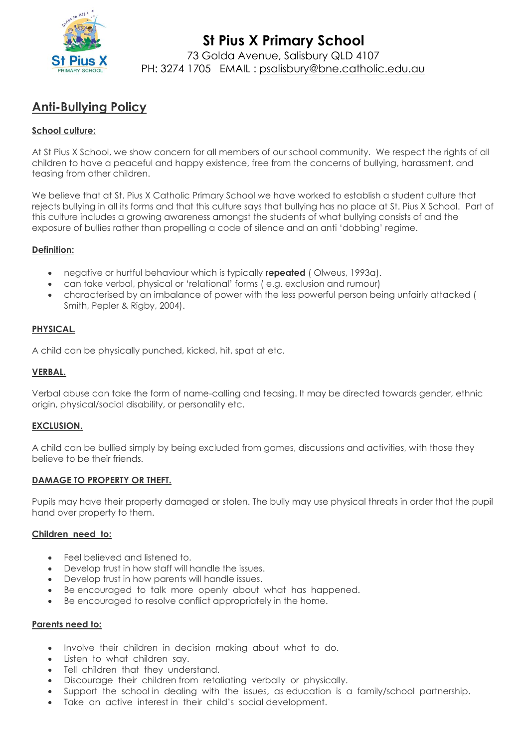# St Pius X Primary School

73 Golda Avenue, Salisbury QLD 4107
PH: 3274 1705 EMAIL : psalisbury@bne.catholic.edu.au

## Anti-Bullying Policy

### School culture:

At St Pius X School, we show concern for all members of our school community. We respect the rights of all children to have a peaceful and happy existence, free from the concerns of bullying, harassment, and teasing from other children.

We believe that at St. Pius X Catholic Primary School we have worked to establish a student culture that rejects bullying in all its forms and that this culture says that bullying has no place at St. Pius X School. Part of this culture includes a growing awareness amongst the students of what bullying consists of and the exposure of bullies rather than propelling a code of silence and an anti 'dobbing' regime.

### Definition:

- negative or hurtful behaviour which is typically **repeated** ( Olweus, 1993a).
- can take verbal, physical or 'relational' forms ( e.g. exclusion and rumour)
- characterised by an imbalance of power with the less powerful person being unfairly attacked ( Smith, Pepler & Rigby, 2004).

### PHYSICAL.

A child can be physically punched, kicked, hit, spat at etc.

### VERBAL.

Verbal abuse can take the form of name-calling and teasing. It may be directed towards gender, ethnic origin, physical/social disability, or personality etc.

### EXCLUSION.

A child can be bullied simply by being excluded from games, discussions and activities, with those they believe to be their friends.

### DAMAGE TO PROPERTY OR THEFT.

Pupils may have their property damaged or stolen. The bully may use physical threats in order that the pupil hand over property to them.

### Children need to:

- Feel believed and listened to.
- Develop trust in how staff will handle the issues.
- Develop trust in how parents will handle issues.
- Be encouraged to talk more openly about what has happened.
- Be encouraged to resolve conflict appropriately in the home.

### Parents need to:

- Involve their children in decision making about what to do.
- Listen to what children say.
- Tell children that they understand.
- Discourage their children from retaliating verbally or physically.
- Support the school in dealing with the issues, as education is a family/school partnership.
- Take an active interest in their child's social development.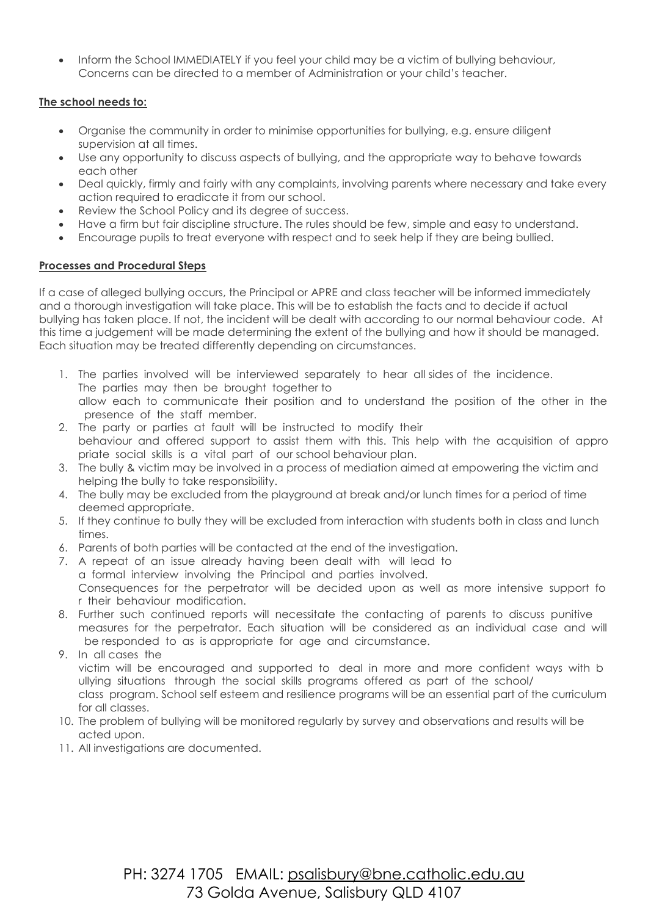- Inform the School IMMEDIATELY if you feel your child may be a victim of bullying behaviour, Concerns can be directed to a member of Administration or your child's teacher.

**The school needs to:**

- Organise the community in order to minimise opportunities for bullying, e.g. ensure diligent supervision at all times.
- Use any opportunity to discuss aspects of bullying, and the appropriate way to behave towards each other
- Deal quickly, firmly and fairly with any complaints, involving parents where necessary and take every action required to eradicate it from our school.
- Review the School Policy and its degree of success.
- Have a firm but fair discipline structure. The rules should be few, simple and easy to understand.
- Encourage pupils to treat everyone with respect and to seek help if they are being bullied.

**Processes and Procedural Steps**

If a case of alleged bullying occurs, the Principal or APRE and class teacher will be informed immediately and a thorough investigation will take place. This will be to establish the facts and to decide if actual bullying has taken place. If not, the incident will be dealt with according to our normal behaviour code. At this time a judgement will be made determining the extent of the bullying and how it should be managed. Each situation may be treated differently depending on circumstances.

1. The parties involved will be interviewed separately to hear all sides of the incidence. The parties may then be brought together to allow each to communicate their position and to understand the position of the other in the presence of the staff member.
2. The party or parties at fault will be instructed to modify their behaviour and offered support to assist them with this. This help with the acquisition of appropriate social skills is a vital part of our school behaviour plan.
3. The bully & victim may be involved in a process of mediation aimed at empowering the victim and helping the bully to take responsibility.
4. The bully may be excluded from the playground at break and/or lunch times for a period of time deemed appropriate.
5. If they continue to bully they will be excluded from interaction with students both in class and lunch times.
6. Parents of both parties will be contacted at the end of the investigation.
7. A repeat of an issue already having been dealt with will lead to a formal interview involving the Principal and parties involved. Consequences for the perpetrator will be decided upon as well as more intensive support for their behaviour modification.
8. Further such continued reports will necessitate the contacting of parents to discuss punitive measures for the perpetrator. Each situation will be considered as an individual case and will be responded to as is appropriate for age and circumstance.
9. In all cases the victim will be encouraged and supported to deal in more and more confident ways with bullying situations through the social skills programs offered as part of the school/class program. School self esteem and resilience programs will be an essential part of the curriculum for all classes.
10. The problem of bullying will be monitored regularly by survey and observations and results will be acted upon.
11. All investigations are documented.

PH: 3274 1705 EMAIL: psalisbury@bne.catholic.edu.au
73 Golda Avenue, Salisbury QLD 4107